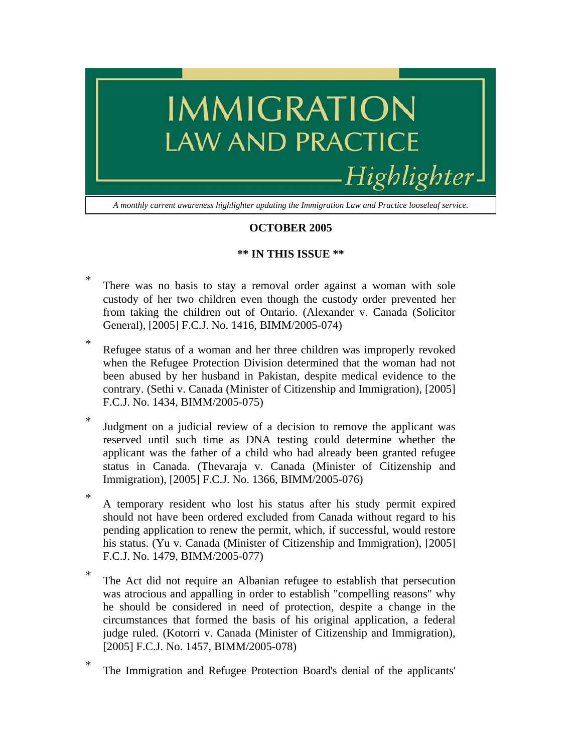# IMMIGRATION LAW AND PRACTICE

## *Highlighter*

*A monthly current awareness highlighter updating the Immigration Law and Practice looseleaf service.*

**OCTOBER 2005**

**\*\* IN THIS ISSUE \*\***

- There was no basis to stay a removal order against a woman with sole custody of her two children even though the custody order prevented her from taking the children out of Ontario. (Alexander v. Canada (Solicitor General), [2005] F.C.J. No. 1416, BIMM/2005-074)

- Refugee status of a woman and her three children was improperly revoked when the Refugee Protection Division determined that the woman had not been abused by her husband in Pakistan, despite medical evidence to the contrary. (Sethi v. Canada (Minister of Citizenship and Immigration), [2005] F.C.J. No. 1434, BIMM/2005-075)

- Judgment on a judicial review of a decision to remove the applicant was reserved until such time as DNA testing could determine whether the applicant was the father of a child who had already been granted refugee status in Canada. (Thevaraja v. Canada (Minister of Citizenship and Immigration), [2005] F.C.J. No. 1366, BIMM/2005-076)

- A temporary resident who lost his status after his study permit expired should not have been ordered excluded from Canada without regard to his pending application to renew the permit, which, if successful, would restore his status. (Yu v. Canada (Minister of Citizenship and Immigration), [2005] F.C.J. No. 1479, BIMM/2005-077)

- The Act did not require an Albanian refugee to establish that persecution was atrocious and appalling in order to establish "compelling reasons" why he should be considered in need of protection, despite a change in the circumstances that formed the basis of his original application, a federal judge ruled. (Kotorri v. Canada (Minister of Citizenship and Immigration), [2005] F.C.J. No. 1457, BIMM/2005-078)

- The Immigration and Refugee Protection Board's denial of the applicants'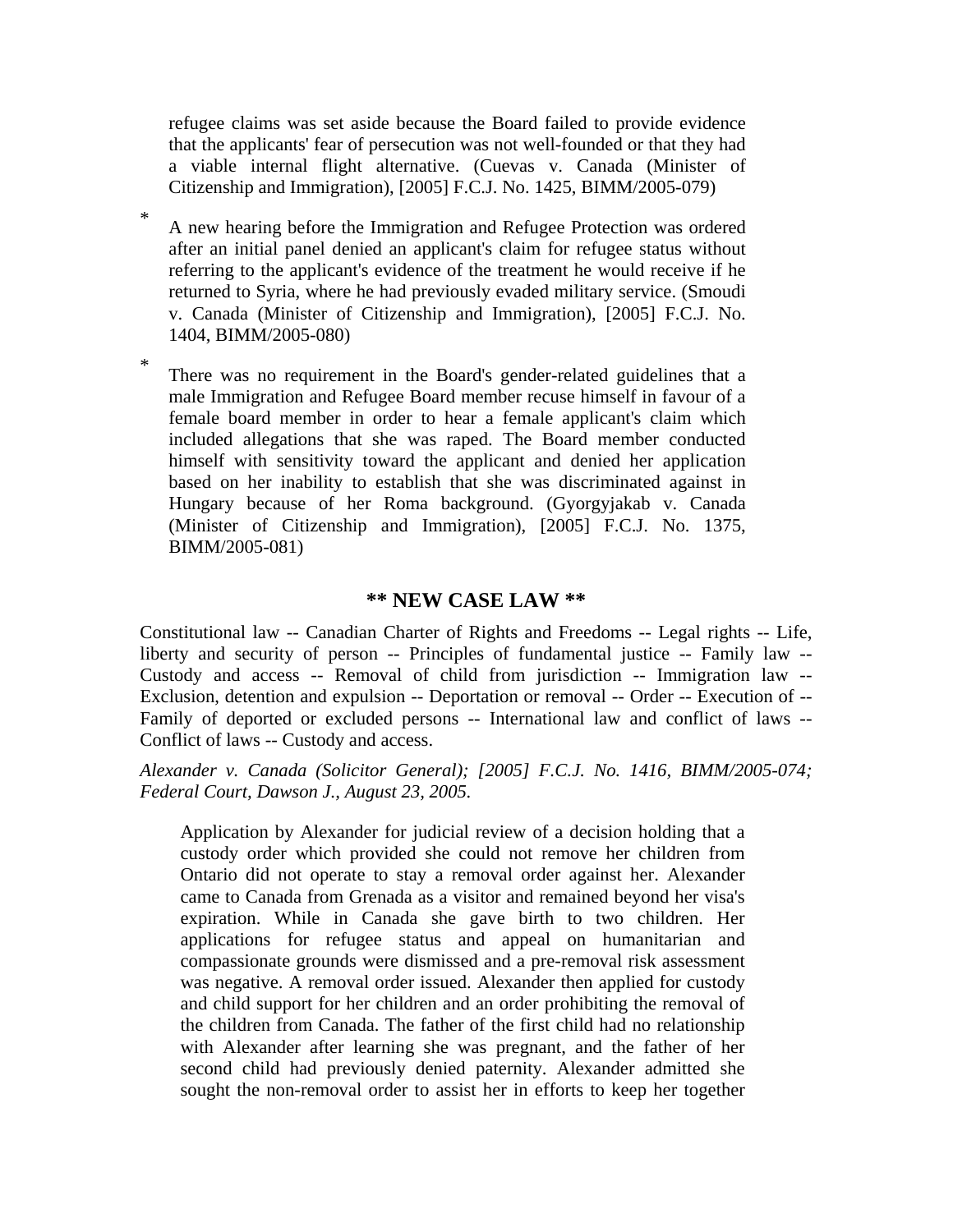refugee claims was set aside because the Board failed to provide evidence that the applicants' fear of persecution was not well-founded or that they had a viable internal flight alternative. (Cuevas v. Canada (Minister of Citizenship and Immigration), [2005] F.C.J. No. 1425, BIMM/2005-079)

* A new hearing before the Immigration and Refugee Protection was ordered after an initial panel denied an applicant's claim for refugee status without referring to the applicant's evidence of the treatment he would receive if he returned to Syria, where he had previously evaded military service. (Smoudi v. Canada (Minister of Citizenship and Immigration), [2005] F.C.J. No. 1404, BIMM/2005-080)

* There was no requirement in the Board's gender-related guidelines that a male Immigration and Refugee Board member recuse himself in favour of a female board member in order to hear a female applicant's claim which included allegations that she was raped. The Board member conducted himself with sensitivity toward the applicant and denied her application based on her inability to establish that she was discriminated against in Hungary because of her Roma background. (Gyorgyjakab v. Canada (Minister of Citizenship and Immigration), [2005] F.C.J. No. 1375, BIMM/2005-081)

## ** NEW CASE LAW **

Constitutional law -- Canadian Charter of Rights and Freedoms -- Legal rights -- Life, liberty and security of person -- Principles of fundamental justice -- Family law -- Custody and access -- Removal of child from jurisdiction -- Immigration law -- Exclusion, detention and expulsion -- Deportation or removal -- Order -- Execution of -- Family of deported or excluded persons -- International law and conflict of laws -- Conflict of laws -- Custody and access.

*Alexander v. Canada (Solicitor General); [2005] F.C.J. No. 1416, BIMM/2005-074; Federal Court, Dawson J., August 23, 2005.*

Application by Alexander for judicial review of a decision holding that a custody order which provided she could not remove her children from Ontario did not operate to stay a removal order against her. Alexander came to Canada from Grenada as a visitor and remained beyond her visa's expiration. While in Canada she gave birth to two children. Her applications for refugee status and appeal on humanitarian and compassionate grounds were dismissed and a pre-removal risk assessment was negative. A removal order issued. Alexander then applied for custody and child support for her children and an order prohibiting the removal of the children from Canada. The father of the first child had no relationship with Alexander after learning she was pregnant, and the father of her second child had previously denied paternity. Alexander admitted she sought the non-removal order to assist her in efforts to keep her together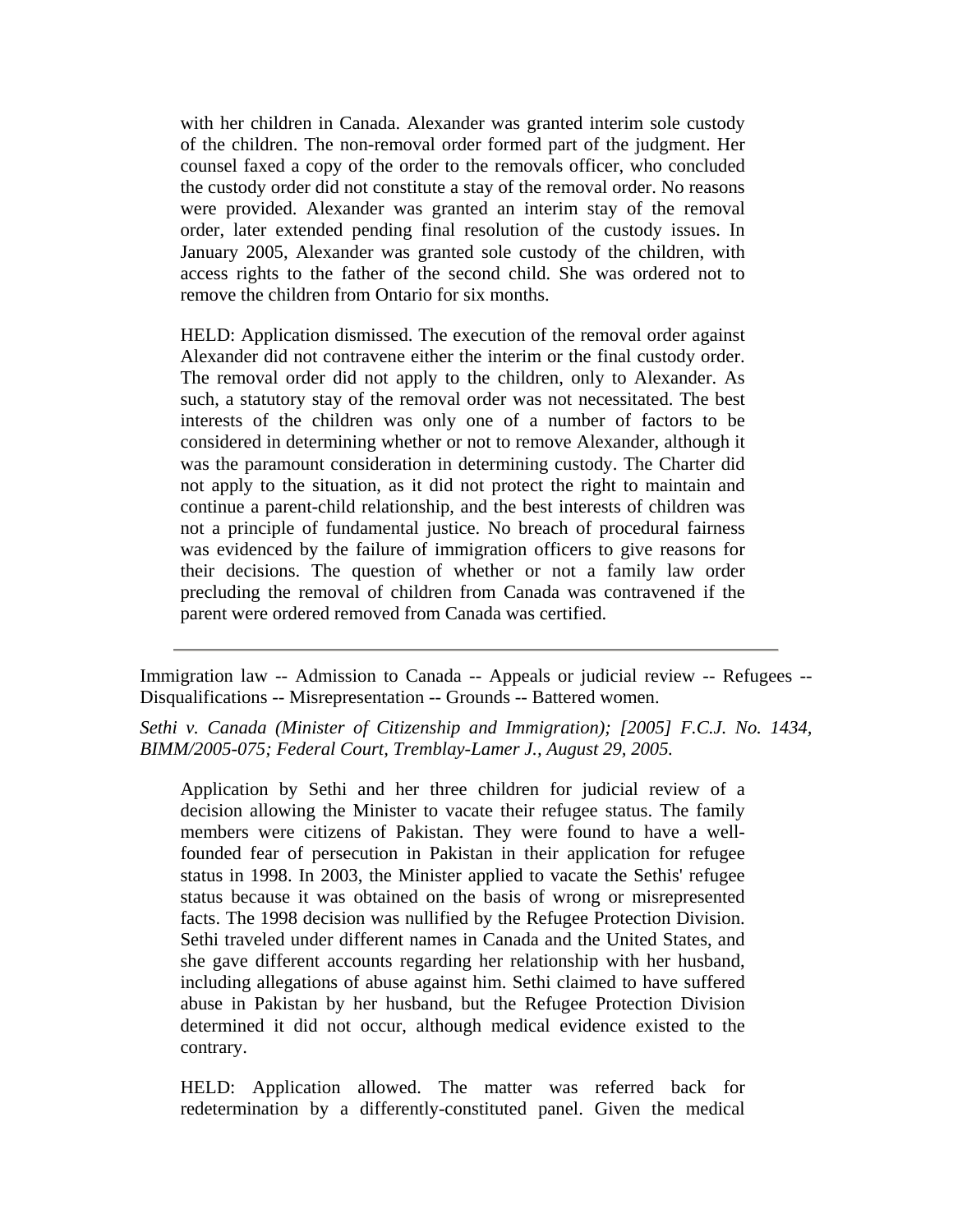> with her children in Canada. Alexander was granted interim sole custody of the children. The non-removal order formed part of the judgment. Her counsel faxed a copy of the order to the removals officer, who concluded the custody order did not constitute a stay of the removal order. No reasons were provided. Alexander was granted an interim stay of the removal order, later extended pending final resolution of the custody issues. In January 2005, Alexander was granted sole custody of the children, with access rights to the father of the second child. She was ordered not to remove the children from Ontario for six months.
>
> HELD: Application dismissed. The execution of the removal order against Alexander did not contravene either the interim or the final custody order. The removal order did not apply to the children, only to Alexander. As such, a statutory stay of the removal order was not necessitated. The best interests of the children was only one of a number of factors to be considered in determining whether or not to remove Alexander, although it was the paramount consideration in determining custody. The Charter did not apply to the situation, as it did not protect the right to maintain and continue a parent-child relationship, and the best interests of children was not a principle of fundamental justice. No breach of procedural fairness was evidenced by the failure of immigration officers to give reasons for their decisions. The question of whether or not a family law order precluding the removal of children from Canada was contravened if the parent were ordered removed from Canada was certified.

---

Immigration law -- Admission to Canada -- Appeals or judicial review -- Refugees -- Disqualifications -- Misrepresentation -- Grounds -- Battered women.

*Sethi v. Canada (Minister of Citizenship and Immigration); [2005] F.C.J. No. 1434, BIMM/2005-075; Federal Court, Tremblay-Lamer J., August 29, 2005.*

> Application by Sethi and her three children for judicial review of a decision allowing the Minister to vacate their refugee status. The family members were citizens of Pakistan. They were found to have a well-founded fear of persecution in Pakistan in their application for refugee status in 1998. In 2003, the Minister applied to vacate the Sethis' refugee status because it was obtained on the basis of wrong or misrepresented facts. The 1998 decision was nullified by the Refugee Protection Division. Sethi traveled under different names in Canada and the United States, and she gave different accounts regarding her relationship with her husband, including allegations of abuse against him. Sethi claimed to have suffered abuse in Pakistan by her husband, but the Refugee Protection Division determined it did not occur, although medical evidence existed to the contrary.
>
> HELD: Application allowed. The matter was referred back for redetermination by a differently-constituted panel. Given the medical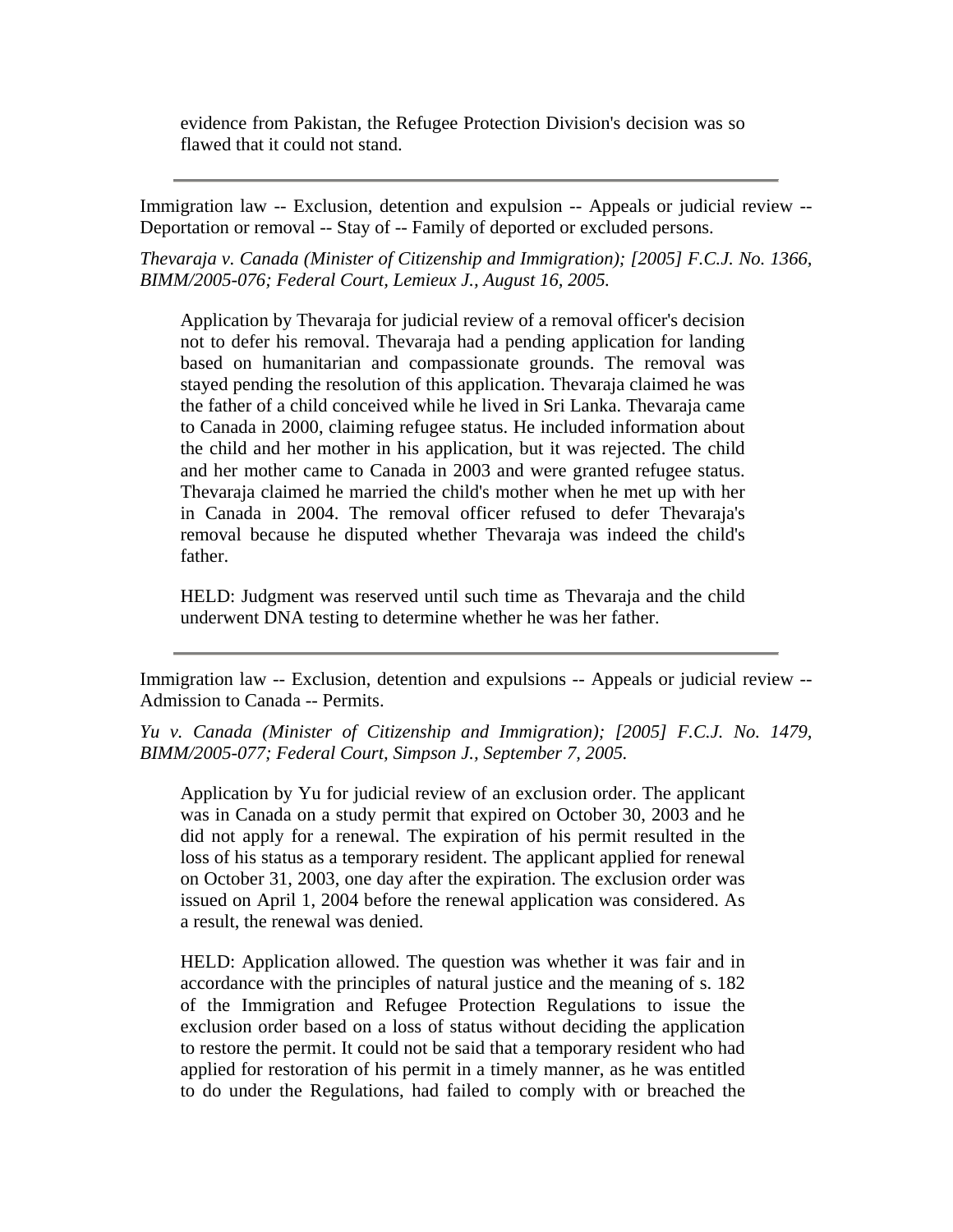evidence from Pakistan, the Refugee Protection Division's decision was so flawed that it could not stand.

---

Immigration law -- Exclusion, detention and expulsion -- Appeals or judicial review -- Deportation or removal -- Stay of -- Family of deported or excluded persons.

*Thevaraja v. Canada (Minister of Citizenship and Immigration); [2005] F.C.J. No. 1366, BIMM/2005-076; Federal Court, Lemieux J., August 16, 2005.*

Application by Thevaraja for judicial review of a removal officer's decision not to defer his removal. Thevaraja had a pending application for landing based on humanitarian and compassionate grounds. The removal was stayed pending the resolution of this application. Thevaraja claimed he was the father of a child conceived while he lived in Sri Lanka. Thevaraja came to Canada in 2000, claiming refugee status. He included information about the child and her mother in his application, but it was rejected. The child and her mother came to Canada in 2003 and were granted refugee status. Thevaraja claimed he married the child's mother when he met up with her in Canada in 2004. The removal officer refused to defer Thevaraja's removal because he disputed whether Thevaraja was indeed the child's father.

HELD: Judgment was reserved until such time as Thevaraja and the child underwent DNA testing to determine whether he was her father.

---

Immigration law -- Exclusion, detention and expulsions -- Appeals or judicial review -- Admission to Canada -- Permits.

*Yu v. Canada (Minister of Citizenship and Immigration); [2005] F.C.J. No. 1479, BIMM/2005-077; Federal Court, Simpson J., September 7, 2005.*

Application by Yu for judicial review of an exclusion order. The applicant was in Canada on a study permit that expired on October 30, 2003 and he did not apply for a renewal. The expiration of his permit resulted in the loss of his status as a temporary resident. The applicant applied for renewal on October 31, 2003, one day after the expiration. The exclusion order was issued on April 1, 2004 before the renewal application was considered. As a result, the renewal was denied.

HELD: Application allowed. The question was whether it was fair and in accordance with the principles of natural justice and the meaning of s. 182 of the Immigration and Refugee Protection Regulations to issue the exclusion order based on a loss of status without deciding the application to restore the permit. It could not be said that a temporary resident who had applied for restoration of his permit in a timely manner, as he was entitled to do under the Regulations, had failed to comply with or breached the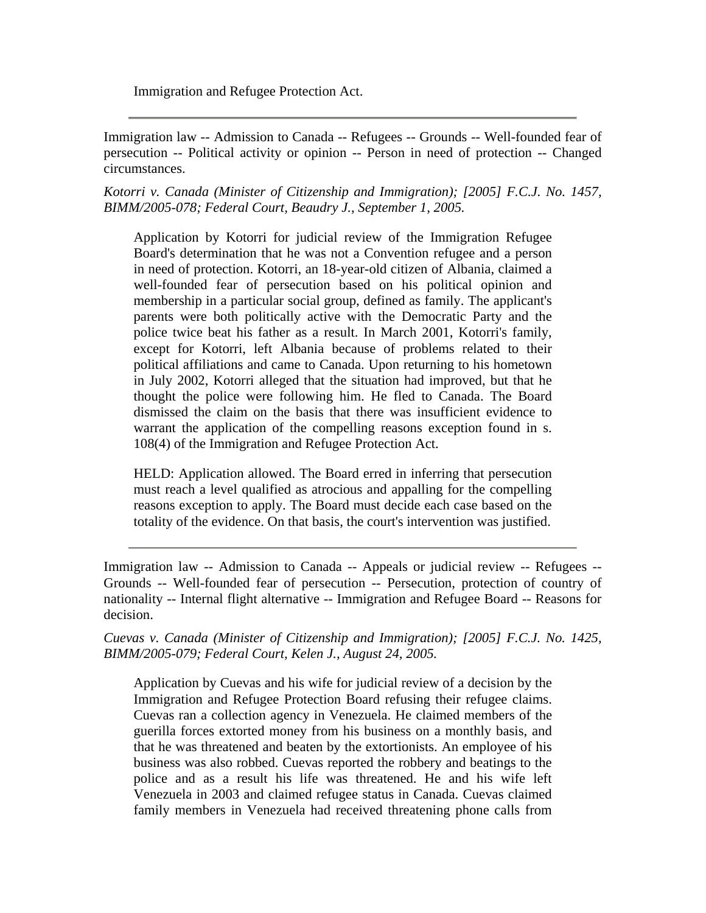Immigration and Refugee Protection Act.

---

Immigration law -- Admission to Canada -- Refugees -- Grounds -- Well-founded fear of persecution -- Political activity or opinion -- Person in need of protection -- Changed circumstances.

*Kotorri v. Canada (Minister of Citizenship and Immigration); [2005] F.C.J. No. 1457, BIMM/2005-078; Federal Court, Beaudry J., September 1, 2005.*

> Application by Kotorri for judicial review of the Immigration Refugee Board's determination that he was not a Convention refugee and a person in need of protection. Kotorri, an 18-year-old citizen of Albania, claimed a well-founded fear of persecution based on his political opinion and membership in a particular social group, defined as family. The applicant's parents were both politically active with the Democratic Party and the police twice beat his father as a result. In March 2001, Kotorri's family, except for Kotorri, left Albania because of problems related to their political affiliations and came to Canada. Upon returning to his hometown in July 2002, Kotorri alleged that the situation had improved, but that he thought the police were following him. He fled to Canada. The Board dismissed the claim on the basis that there was insufficient evidence to warrant the application of the compelling reasons exception found in s. 108(4) of the Immigration and Refugee Protection Act.
>
> HELD: Application allowed. The Board erred in inferring that persecution must reach a level qualified as atrocious and appalling for the compelling reasons exception to apply. The Board must decide each case based on the totality of the evidence. On that basis, the court's intervention was justified.

---

Immigration law -- Admission to Canada -- Appeals or judicial review -- Refugees -- Grounds -- Well-founded fear of persecution -- Persecution, protection of country of nationality -- Internal flight alternative -- Immigration and Refugee Board -- Reasons for decision.

*Cuevas v. Canada (Minister of Citizenship and Immigration); [2005] F.C.J. No. 1425, BIMM/2005-079; Federal Court, Kelen J., August 24, 2005.*

> Application by Cuevas and his wife for judicial review of a decision by the Immigration and Refugee Protection Board refusing their refugee claims. Cuevas ran a collection agency in Venezuela. He claimed members of the guerilla forces extorted money from his business on a monthly basis, and that he was threatened and beaten by the extortionists. An employee of his business was also robbed. Cuevas reported the robbery and beatings to the police and as a result his life was threatened. He and his wife left Venezuela in 2003 and claimed refugee status in Canada. Cuevas claimed family members in Venezuela had received threatening phone calls from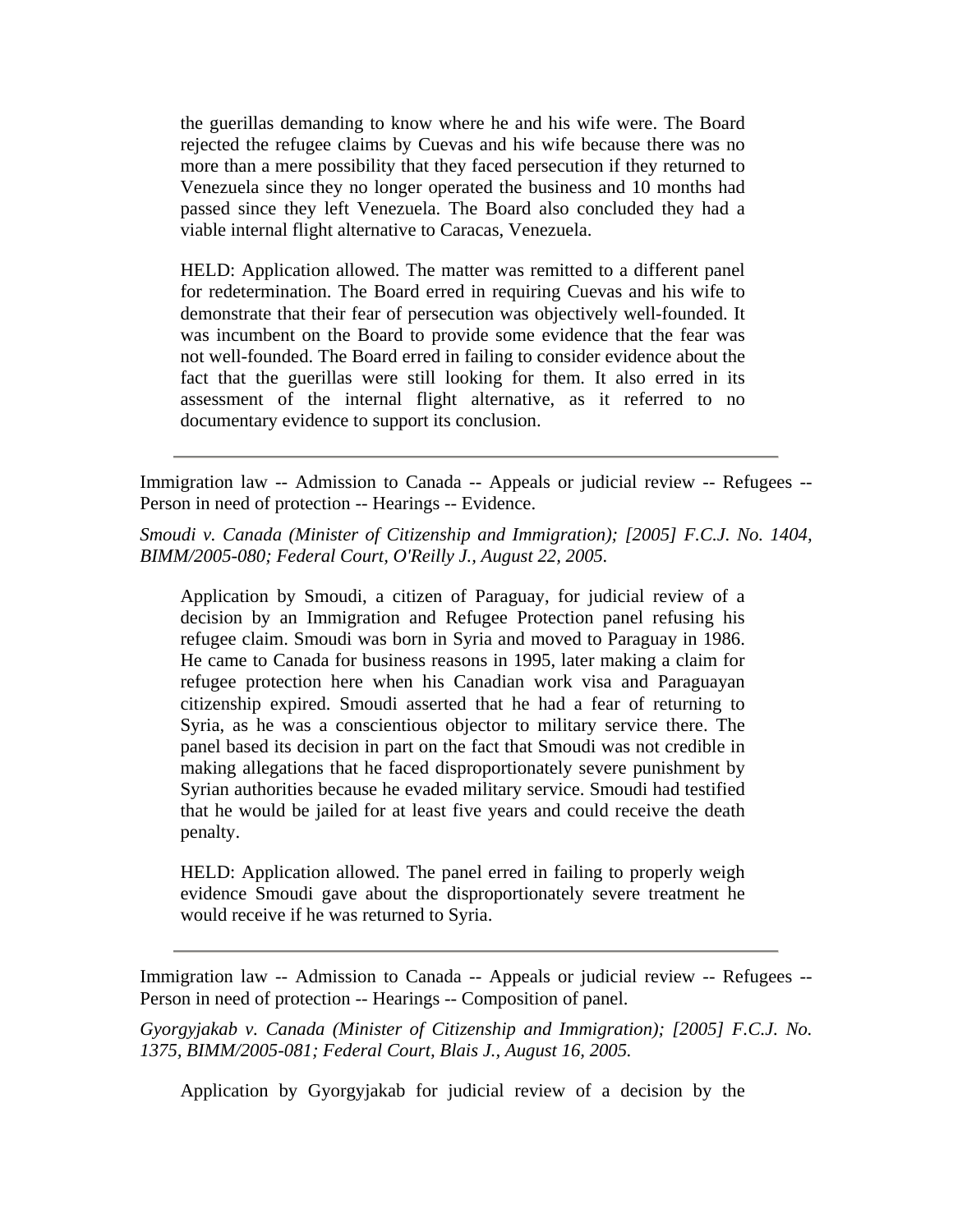the guerillas demanding to know where he and his wife were. The Board rejected the refugee claims by Cuevas and his wife because there was no more than a mere possibility that they faced persecution if they returned to Venezuela since they no longer operated the business and 10 months had passed since they left Venezuela. The Board also concluded they had a viable internal flight alternative to Caracas, Venezuela.

HELD: Application allowed. The matter was remitted to a different panel for redetermination. The Board erred in requiring Cuevas and his wife to demonstrate that their fear of persecution was objectively well-founded. It was incumbent on the Board to provide some evidence that the fear was not well-founded. The Board erred in failing to consider evidence about the fact that the guerillas were still looking for them. It also erred in its assessment of the internal flight alternative, as it referred to no documentary evidence to support its conclusion.

---

Immigration law -- Admission to Canada -- Appeals or judicial review -- Refugees -- Person in need of protection -- Hearings -- Evidence.

*Smoudi v. Canada (Minister of Citizenship and Immigration); [2005] F.C.J. No. 1404, BIMM/2005-080; Federal Court, O'Reilly J., August 22, 2005.*

Application by Smoudi, a citizen of Paraguay, for judicial review of a decision by an Immigration and Refugee Protection panel refusing his refugee claim. Smoudi was born in Syria and moved to Paraguay in 1986. He came to Canada for business reasons in 1995, later making a claim for refugee protection here when his Canadian work visa and Paraguayan citizenship expired. Smoudi asserted that he had a fear of returning to Syria, as he was a conscientious objector to military service there. The panel based its decision in part on the fact that Smoudi was not credible in making allegations that he faced disproportionately severe punishment by Syrian authorities because he evaded military service. Smoudi had testified that he would be jailed for at least five years and could receive the death penalty.

HELD: Application allowed. The panel erred in failing to properly weigh evidence Smoudi gave about the disproportionately severe treatment he would receive if he was returned to Syria.

---

Immigration law -- Admission to Canada -- Appeals or judicial review -- Refugees -- Person in need of protection -- Hearings -- Composition of panel.

*Gyorgyjakab v. Canada (Minister of Citizenship and Immigration); [2005] F.C.J. No. 1375, BIMM/2005-081; Federal Court, Blais J., August 16, 2005.*

Application by Gyorgyjakab for judicial review of a decision by the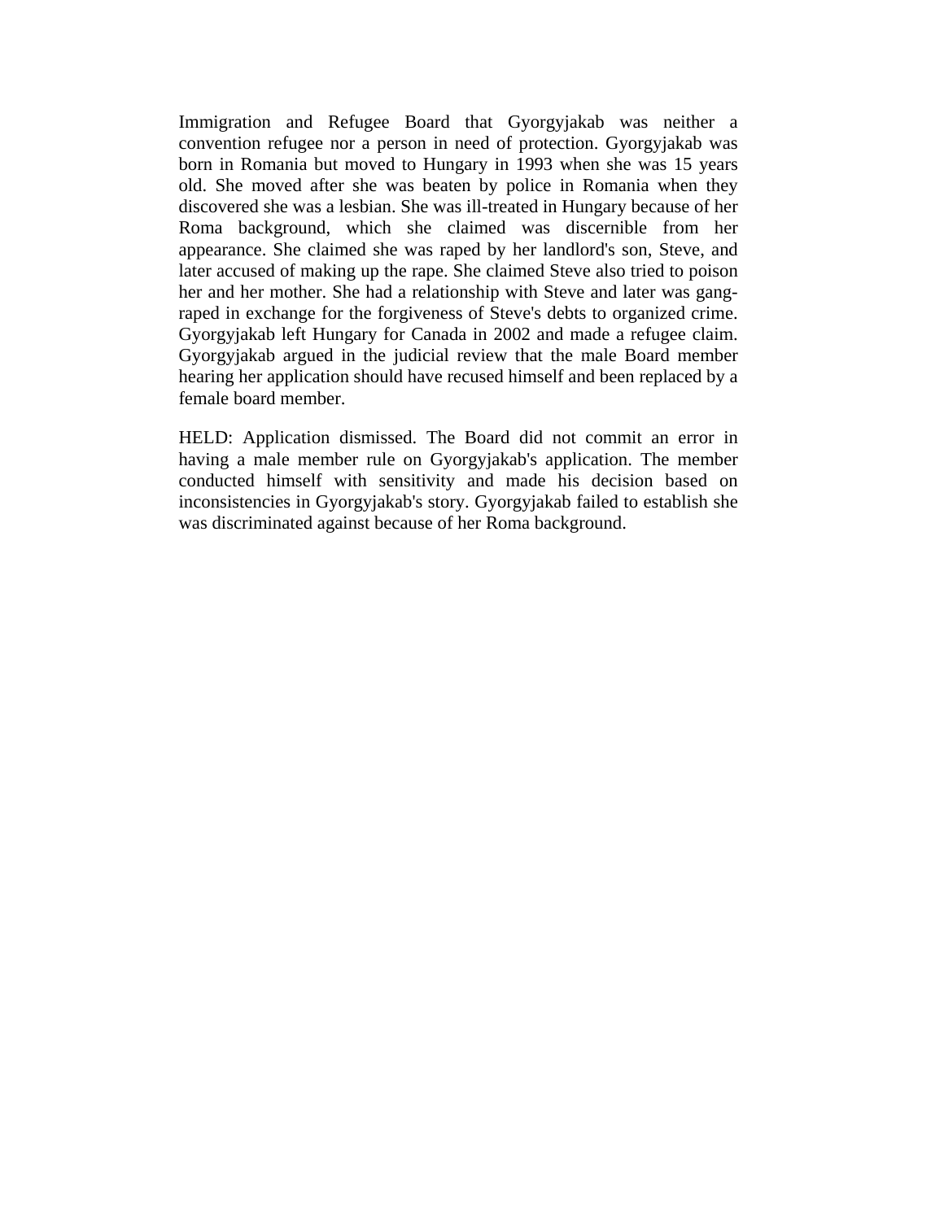Immigration and Refugee Board that Gyorgyjakab was neither a convention refugee nor a person in need of protection. Gyorgyjakab was born in Romania but moved to Hungary in 1993 when she was 15 years old. She moved after she was beaten by police in Romania when they discovered she was a lesbian. She was ill-treated in Hungary because of her Roma background, which she claimed was discernible from her appearance. She claimed she was raped by her landlord's son, Steve, and later accused of making up the rape. She claimed Steve also tried to poison her and her mother. She had a relationship with Steve and later was gang-raped in exchange for the forgiveness of Steve's debts to organized crime. Gyorgyjakab left Hungary for Canada in 2002 and made a refugee claim. Gyorgyjakab argued in the judicial review that the male Board member hearing her application should have recused himself and been replaced by a female board member.

HELD: Application dismissed. The Board did not commit an error in having a male member rule on Gyorgyjakab's application. The member conducted himself with sensitivity and made his decision based on inconsistencies in Gyorgyjakab's story. Gyorgyjakab failed to establish she was discriminated against because of her Roma background.